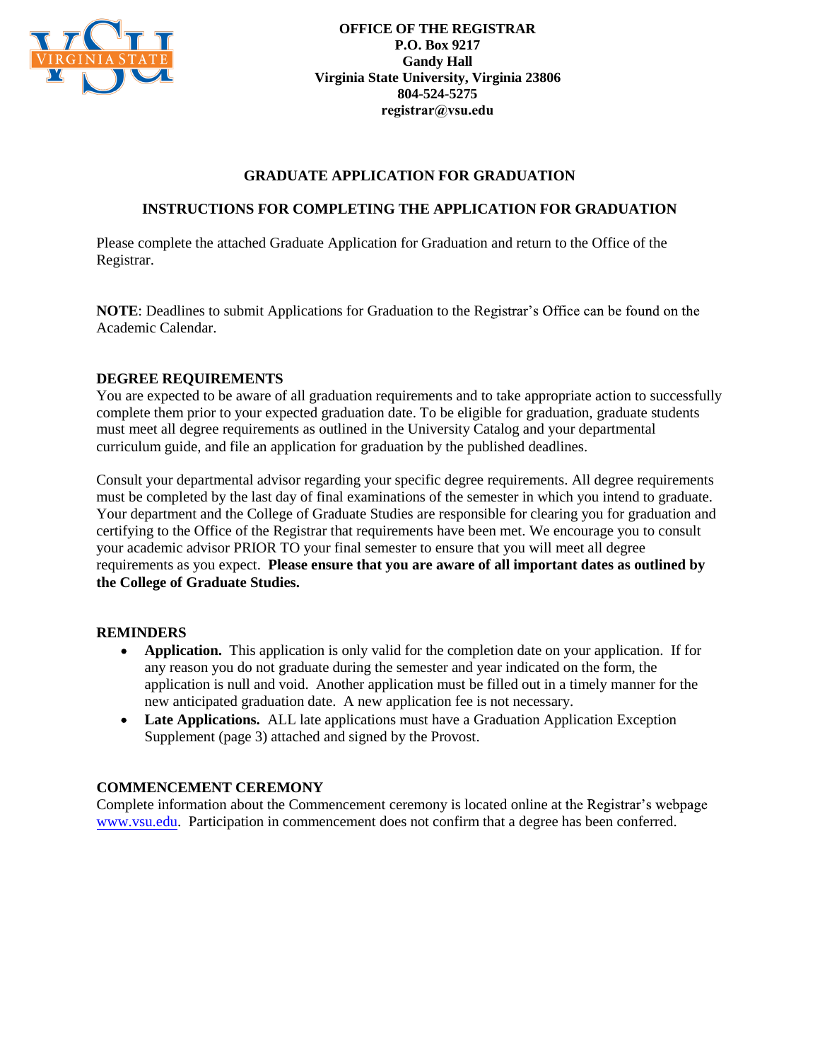**OFFICE OF THE REGISTRAR**
**P.O. Box 9217**
**Gandy Hall**
**Virginia State University, Virginia 23806**
**804-524-5275**
**registrar@vsu.edu**

# GRADUATE APPLICATION FOR GRADUATION

## INSTRUCTIONS FOR COMPLETING THE APPLICATION FOR GRADUATION

Please complete the attached Graduate Application for Graduation and return to the Office of the Registrar.

**NOTE**: Deadlines to submit Applications for Graduation to the Registrar's Office can be found on the Academic Calendar.

### DEGREE REQUIREMENTS

You are expected to be aware of all graduation requirements and to take appropriate action to successfully complete them prior to your expected graduation date. To be eligible for graduation, graduate students must meet all degree requirements as outlined in the University Catalog and your departmental curriculum guide, and file an application for graduation by the published deadlines.

Consult your departmental advisor regarding your specific degree requirements. All degree requirements must be completed by the last day of final examinations of the semester in which you intend to graduate. Your department and the College of Graduate Studies are responsible for clearing you for graduation and certifying to the Office of the Registrar that requirements have been met. We encourage you to consult your academic advisor PRIOR TO your final semester to ensure that you will meet all degree requirements as you expect. **Please ensure that you are aware of all important dates as outlined by the College of Graduate Studies.**

### REMINDERS

- **Application.** This application is only valid for the completion date on your application. If for any reason you do not graduate during the semester and year indicated on the form, the application is null and void. Another application must be filled out in a timely manner for the new anticipated graduation date. A new application fee is not necessary.
- **Late Applications.** ALL late applications must have a Graduation Application Exception Supplement (page 3) attached and signed by the Provost.

### COMMENCEMENT CEREMONY

Complete information about the Commencement ceremony is located online at the Registrar's webpage www.vsu.edu. Participation in commencement does not confirm that a degree has been conferred.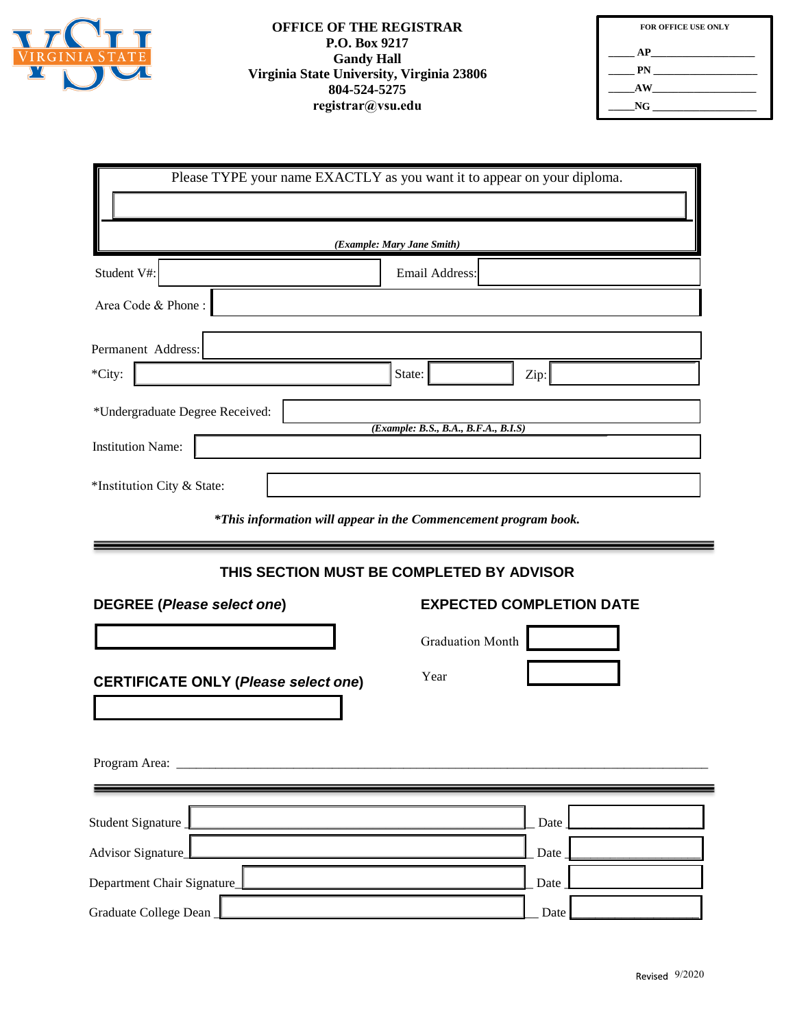**OFFICE OF THE REGISTRAR**
**P.O. Box 9217**
**Gandy Hall**
**Virginia State University, Virginia 23806**
**804-524-5275**
**registrar@vsu.edu**

**FOR OFFICE USE ONLY**

_____ **AP** __________________

_____ **PN** __________________

_____ **AW** __________________

_____ **NG** __________________

Please TYPE your name EXACTLY as you want it to appear on your diploma.

***(Example: Mary Jane Smith)***

Student V#: ______________ Email Address: ______________

Area Code & Phone : ______________

Permanent Address: ______________

*City: ______________ State: ______________ Zip: ______________

*Undergraduate Degree Received: ______________

***(Example: B.S., B.A., B.F.A., B.I.S)***

Institution Name: ______________

*Institution City & State: ______________

***\*This information will appear in the Commencement program book.***

---

## THIS SECTION MUST BE COMPLETED BY ADVISOR

**DEGREE (*Please select one*)**

______________

**CERTIFICATE ONLY (*Please select one*)**

______________

**EXPECTED COMPLETION DATE**

Graduation Month ______________

Year ______________

Program Area: ____________________________________________________________________

---

Student Signature ______________ Date ______________

Advisor Signature ______________ Date ______________

Department Chair Signature ______________ Date ______________

Graduate College Dean ______________ Date ______________

Revised 9/2020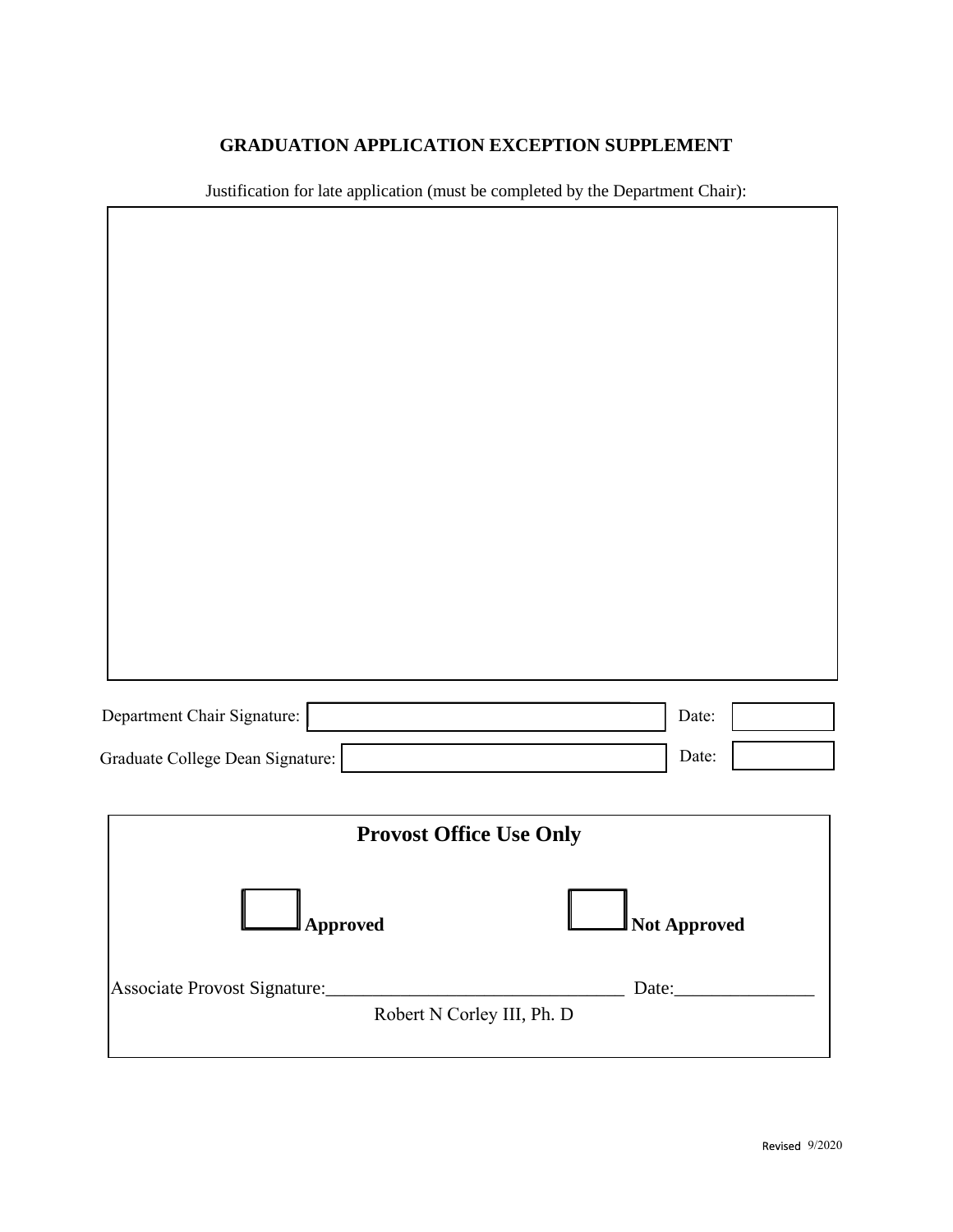# GRADUATION APPLICATION EXCEPTION SUPPLEMENT

Justification for late application (must be completed by the Department Chair):

Department Chair Signature: ______________________ Date: __________

Graduate College Dean Signature: ______________________ Date: __________

## Provost Office Use Only

☐ **Approved** ☐ **Not Approved**

Associate Provost Signature:________________________________ Date:_______________

Robert N Corley III, Ph. D

Revised 9/2020